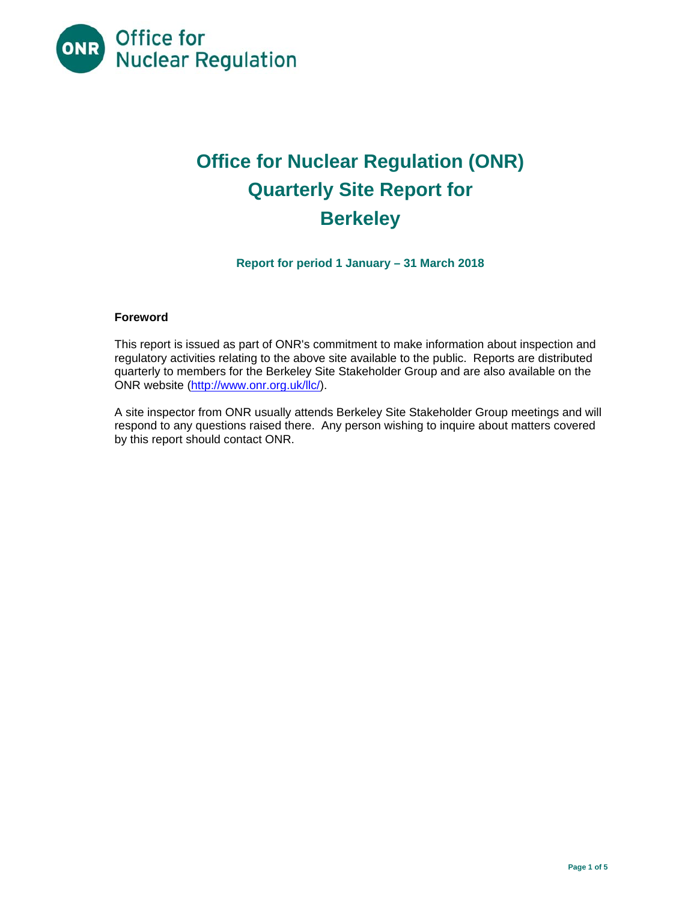Office for Nuclear Regulation

# Office for Nuclear Regulation (ONR) Quarterly Site Report for Berkeley

**Report for period 1 January – 31 March 2018**

**Foreword**

This report is issued as part of ONR's commitment to make information about inspection and regulatory activities relating to the above site available to the public. Reports are distributed quarterly to members for the Berkeley Site Stakeholder Group and are also available on the ONR website (http://www.onr.org.uk/llc/).

A site inspector from ONR usually attends Berkeley Site Stakeholder Group meetings and will respond to any questions raised there. Any person wishing to inquire about matters covered by this report should contact ONR.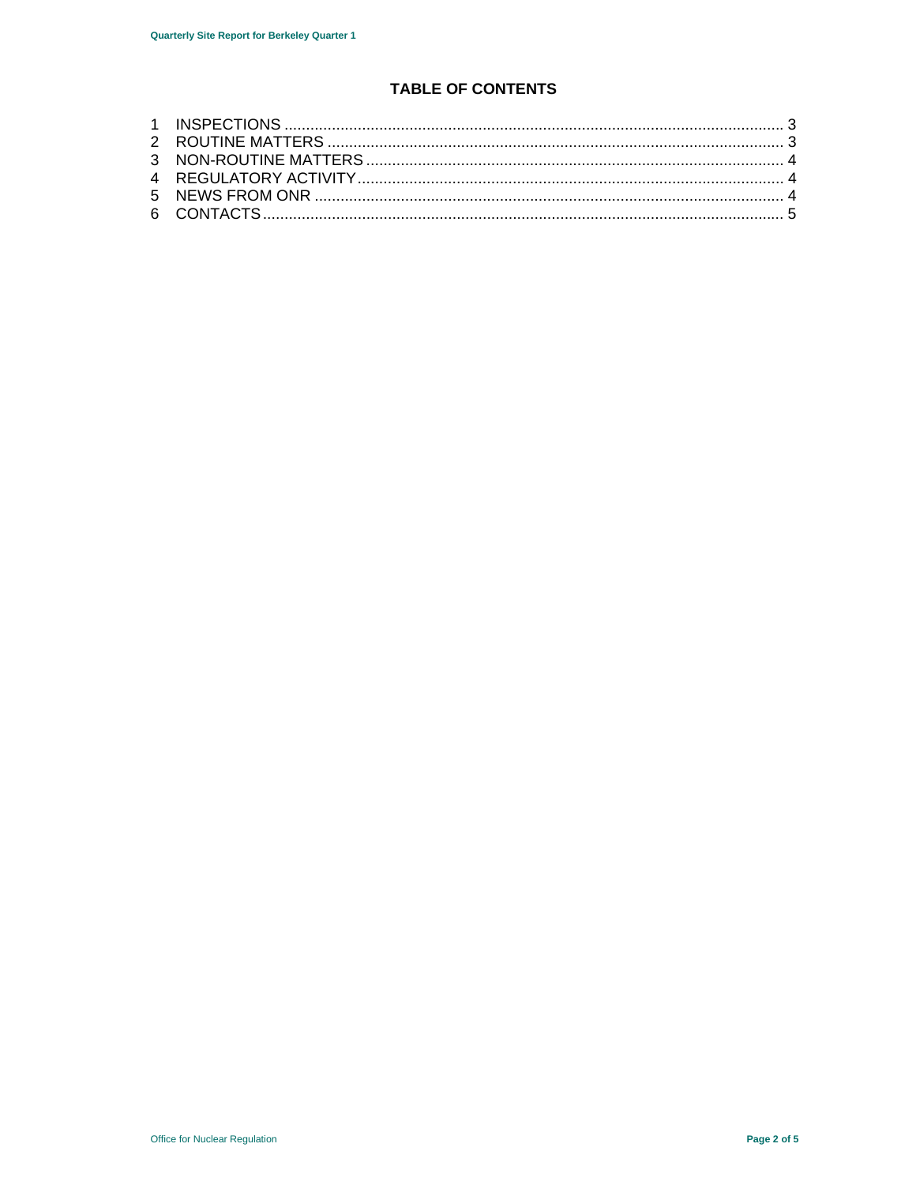## TABLE OF CONTENTS

1 INSPECTIONS ........................................................................................................... 3
2 ROUTINE MATTERS ................................................................................................. 3
3 NON-ROUTINE MATTERS ......................................................................................... 4
4 REGULATORY ACTIVITY .......................................................................................... 4
5 NEWS FROM ONR .................................................................................................... 4
6 CONTACTS ................................................................................................................ 5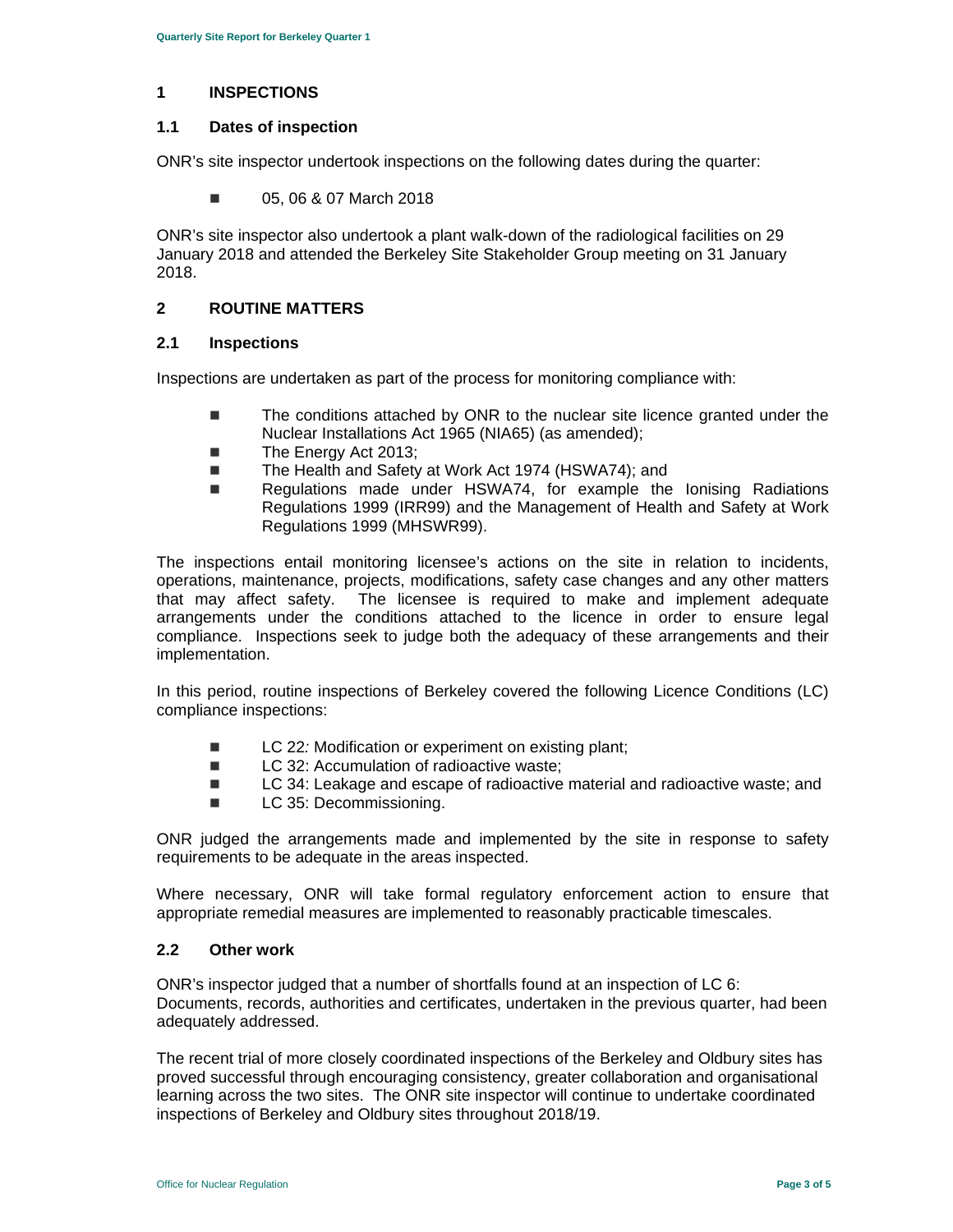## 1 INSPECTIONS

### 1.1 Dates of inspection

ONR's site inspector undertook inspections on the following dates during the quarter:

- 05, 06 & 07 March 2018

ONR's site inspector also undertook a plant walk-down of the radiological facilities on 29 January 2018 and attended the Berkeley Site Stakeholder Group meeting on 31 January 2018.

## 2 ROUTINE MATTERS

### 2.1 Inspections

Inspections are undertaken as part of the process for monitoring compliance with:

- The conditions attached by ONR to the nuclear site licence granted under the Nuclear Installations Act 1965 (NIA65) (as amended);
- The Energy Act 2013;
- The Health and Safety at Work Act 1974 (HSWA74); and
- Regulations made under HSWA74, for example the Ionising Radiations Regulations 1999 (IRR99) and the Management of Health and Safety at Work Regulations 1999 (MHSWR99).

The inspections entail monitoring licensee's actions on the site in relation to incidents, operations, maintenance, projects, modifications, safety case changes and any other matters that may affect safety. The licensee is required to make and implement adequate arrangements under the conditions attached to the licence in order to ensure legal compliance. Inspections seek to judge both the adequacy of these arrangements and their implementation.

In this period, routine inspections of Berkeley covered the following Licence Conditions (LC) compliance inspections:

- LC 22*:* Modification or experiment on existing plant;
- LC 32: Accumulation of radioactive waste;
- LC 34: Leakage and escape of radioactive material and radioactive waste; and
- LC 35: Decommissioning.

ONR judged the arrangements made and implemented by the site in response to safety requirements to be adequate in the areas inspected.

Where necessary, ONR will take formal regulatory enforcement action to ensure that appropriate remedial measures are implemented to reasonably practicable timescales.

### 2.2 Other work

ONR's inspector judged that a number of shortfalls found at an inspection of LC 6: Documents, records, authorities and certificates, undertaken in the previous quarter, had been adequately addressed.

The recent trial of more closely coordinated inspections of the Berkeley and Oldbury sites has proved successful through encouraging consistency, greater collaboration and organisational learning across the two sites. The ONR site inspector will continue to undertake coordinated inspections of Berkeley and Oldbury sites throughout 2018/19.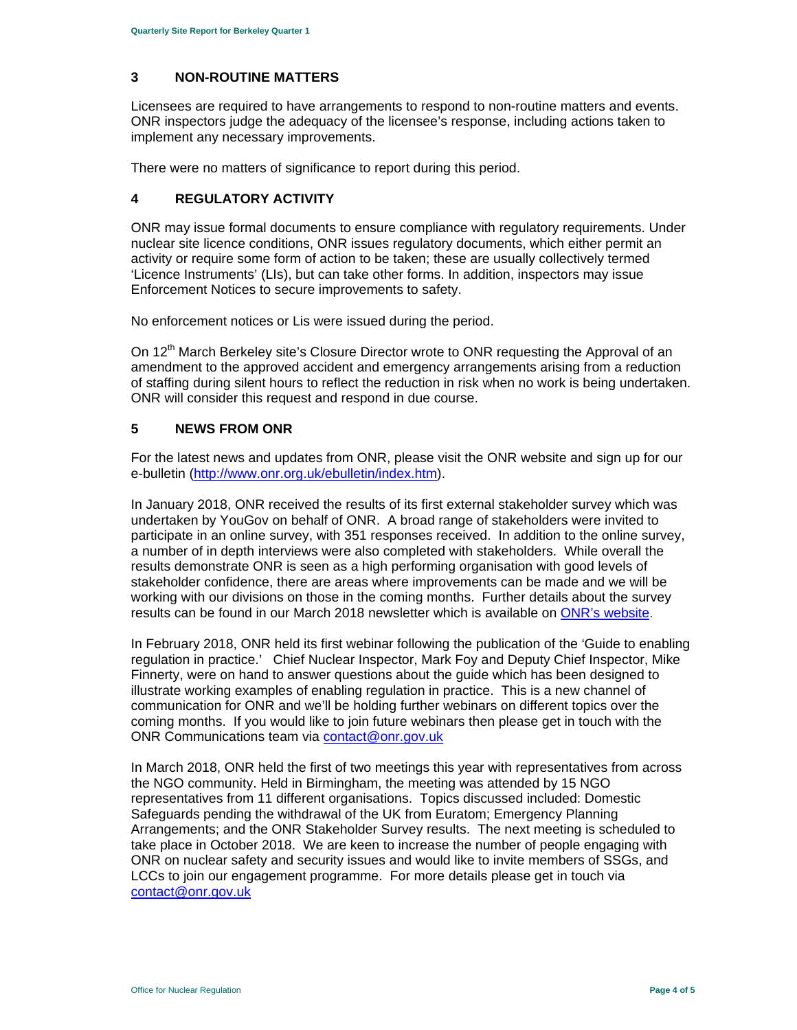## 3 NON-ROUTINE MATTERS

Licensees are required to have arrangements to respond to non-routine matters and events. ONR inspectors judge the adequacy of the licensee's response, including actions taken to implement any necessary improvements.

There were no matters of significance to report during this period.

## 4 REGULATORY ACTIVITY

ONR may issue formal documents to ensure compliance with regulatory requirements. Under nuclear site licence conditions, ONR issues regulatory documents, which either permit an activity or require some form of action to be taken; these are usually collectively termed 'Licence Instruments' (LIs), but can take other forms. In addition, inspectors may issue Enforcement Notices to secure improvements to safety.

No enforcement notices or Lis were issued during the period.

On 12th March Berkeley site's Closure Director wrote to ONR requesting the Approval of an amendment to the approved accident and emergency arrangements arising from a reduction of staffing during silent hours to reflect the reduction in risk when no work is being undertaken. ONR will consider this request and respond in due course.

## 5 NEWS FROM ONR

For the latest news and updates from ONR, please visit the ONR website and sign up for our e-bulletin ([http://www.onr.org.uk/ebulletin/index.htm](http://www.onr.org.uk/ebulletin/index.htm)).

In January 2018, ONR received the results of its first external stakeholder survey which was undertaken by YouGov on behalf of ONR. A broad range of stakeholders were invited to participate in an online survey, with 351 responses received. In addition to the online survey, a number of in depth interviews were also completed with stakeholders. While overall the results demonstrate ONR is seen as a high performing organisation with good levels of stakeholder confidence, there are areas where improvements can be made and we will be working with our divisions on those in the coming months. Further details about the survey results can be found in our March 2018 newsletter which is available on ONR's website.

In February 2018, ONR held its first webinar following the publication of the 'Guide to enabling regulation in practice.' Chief Nuclear Inspector, Mark Foy and Deputy Chief Inspector, Mike Finnerty, were on hand to answer questions about the guide which has been designed to illustrate working examples of enabling regulation in practice. This is a new channel of communication for ONR and we'll be holding further webinars on different topics over the coming months. If you would like to join future webinars then please get in touch with the ONR Communications team via contact@onr.gov.uk

In March 2018, ONR held the first of two meetings this year with representatives from across the NGO community. Held in Birmingham, the meeting was attended by 15 NGO representatives from 11 different organisations. Topics discussed included: Domestic Safeguards pending the withdrawal of the UK from Euratom; Emergency Planning Arrangements; and the ONR Stakeholder Survey results. The next meeting is scheduled to take place in October 2018. We are keen to increase the number of people engaging with ONR on nuclear safety and security issues and would like to invite members of SSGs, and LCCs to join our engagement programme. For more details please get in touch via contact@onr.gov.uk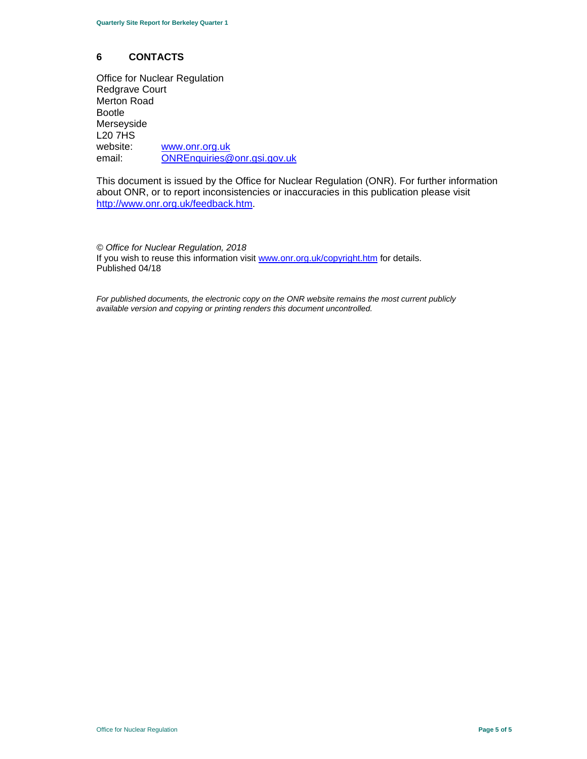## 6 CONTACTS

Office for Nuclear Regulation
Redgrave Court
Merton Road
Bootle
Merseyside
L20 7HS
website: www.onr.org.uk
email: ONREnquiries@onr.gsi.gov.uk

This document is issued by the Office for Nuclear Regulation (ONR). For further information about ONR, or to report inconsistencies or inaccuracies in this publication please visit http://www.onr.org.uk/feedback.htm.

© *Office for Nuclear Regulation, 2018*
If you wish to reuse this information visit www.onr.org.uk/copyright.htm for details.
Published 04/18

*For published documents, the electronic copy on the ONR website remains the most current publicly available version and copying or printing renders this document uncontrolled.*